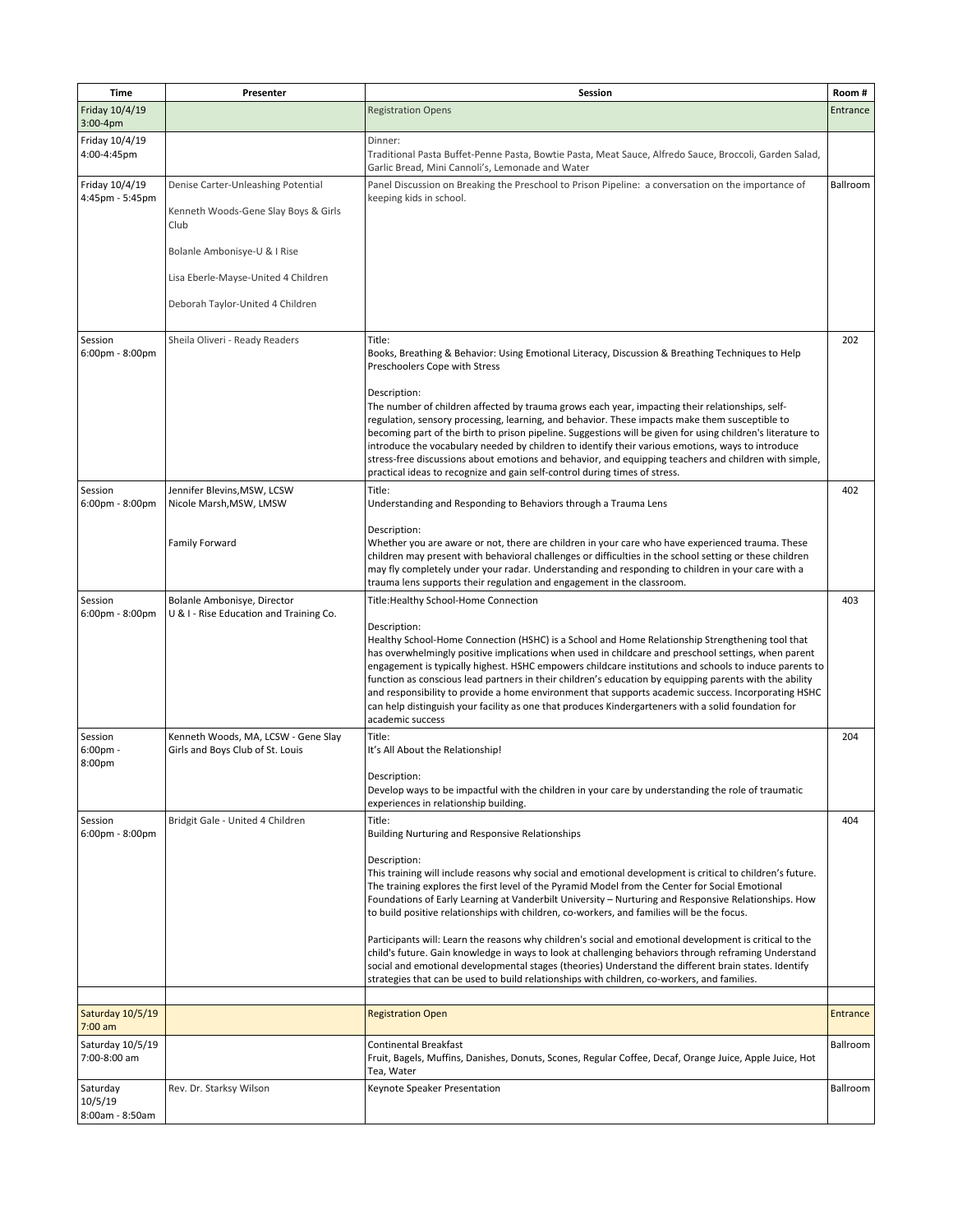| Time | Presenter | Session | Room # |
|---|---|---|---|
| Friday 10/4/19 3:00-4pm | | Registration Opens | Entrance |
| Friday 10/4/19 4:00-4:45pm | | Dinner:<br>Traditional Pasta Buffet-Penne Pasta, Bowtie Pasta, Meat Sauce, Alfredo Sauce, Broccoli, Garden Salad, Garlic Bread, Mini Cannoli's, Lemonade and Water | |
| Friday 10/4/19 4:45pm - 5:45pm | Denise Carter-Unleashing Potential<br><br>Kenneth Woods-Gene Slay Boys & Girls Club<br><br>Bolanle Ambonisye-U & I Rise<br><br>Lisa Eberle-Mayse-United 4 Children<br><br>Deborah Taylor-United 4 Children | Panel Discussion on Breaking the Preschool to Prison Pipeline: a conversation on the importance of keeping kids in school. | Ballroom |
| Session 6:00pm - 8:00pm | Sheila Oliveri - Ready Readers | Title:<br>Books, Breathing & Behavior: Using Emotional Literacy, Discussion & Breathing Techniques to Help Preschoolers Cope with Stress<br><br>Description:<br>The number of children affected by trauma grows each year, impacting their relationships, self-regulation, sensory processing, learning, and behavior. These impacts make them susceptible to becoming part of the birth to prison pipeline. Suggestions will be given for using children's literature to introduce the vocabulary needed by children to identify their various emotions, ways to introduce stress-free discussions about emotions and behavior, and equipping teachers and children with simple, practical ideas to recognize and gain self-control during times of stress. | 202 |
| Session 6:00pm - 8:00pm | Jennifer Blevins,MSW, LCSW<br>Nicole Marsh,MSW, LMSW<br><br>Family Forward | Title:<br>Understanding and Responding to Behaviors through a Trauma Lens<br><br>Description:<br>Whether you are aware or not, there are children in your care who have experienced trauma. These children may present with behavioral challenges or difficulties in the school setting or these children may fly completely under your radar. Understanding and responding to children in your care with a trauma lens supports their regulation and engagement in the classroom. | 402 |
| Session 6:00pm - 8:00pm | Bolanle Ambonisye, Director<br>U & I - Rise Education and Training Co. | Title:Healthy School-Home Connection<br><br>Description:<br>Healthy School-Home Connection (HSHC) is a School and Home Relationship Strengthening tool that has overwhelmingly positive implications when used in childcare and preschool settings, when parent engagement is typically highest. HSHC empowers childcare institutions and schools to induce parents to function as conscious lead partners in their children's education by equipping parents with the ability and responsibility to provide a home environment that supports academic success. Incorporating HSHC can help distinguish your facility as one that produces Kindergarteners with a solid foundation for academic success | 403 |
| Session 6:00pm - 8:00pm | Kenneth Woods, MA, LCSW - Gene Slay Girls and Boys Club of St. Louis | Title:<br>It's All About the Relationship!<br><br>Description:<br>Develop ways to be impactful with the children in your care by understanding the role of traumatic experiences in relationship building. | 204 |
| Session 6:00pm - 8:00pm | Bridgit Gale - United 4 Children | Title:<br>Building Nurturing and Responsive Relationships<br><br>Description:<br>This training will include reasons why social and emotional development is critical to children's future. The training explores the first level of the Pyramid Model from the Center for Social Emotional Foundations of Early Learning at Vanderbilt University – Nurturing and Responsive Relationships. How to build positive relationships with children, co-workers, and families will be the focus.<br><br>Participants will: Learn the reasons why children's social and emotional development is critical to the child's future. Gain knowledge in ways to look at challenging behaviors through reframing Understand social and emotional developmental stages (theories) Understand the different brain states. Identify strategies that can be used to build relationships with children, co-workers, and families. | 404 |
| | | | |
| Saturday 10/5/19 7:00 am | | Registration Open | Entrance |
| Saturday 10/5/19 7:00-8:00 am | | Continental Breakfast<br>Fruit, Bagels, Muffins, Danishes, Donuts, Scones, Regular Coffee, Decaf, Orange Juice, Apple Juice, Hot Tea, Water | Ballroom |
| Saturday 10/5/19 8:00am - 8:50am | Rev. Dr. Starksy Wilson | Keynote Speaker Presentation | Ballroom |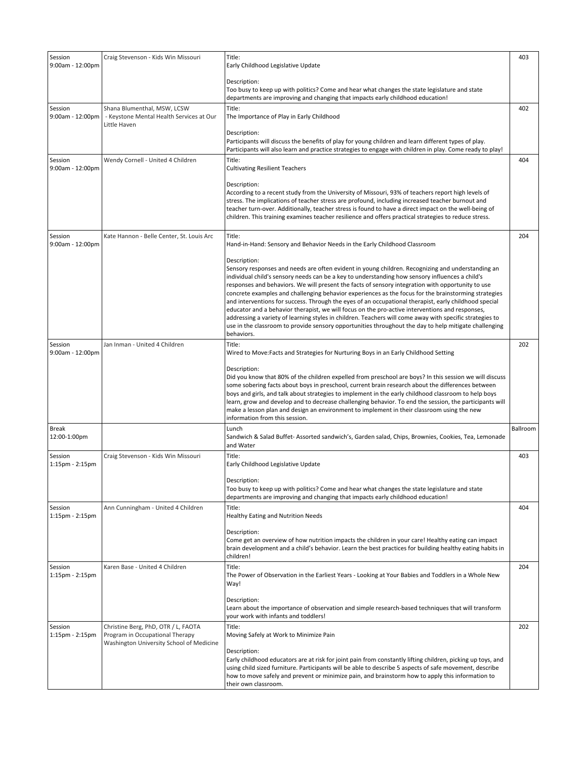| Session 9:00am - 12:00pm | Craig Stevenson - Kids Win Missouri | Title:<br>Early Childhood Legislative Update<br><br>Description:<br>Too busy to keep up with politics? Come and hear what changes the state legislature and state departments are improving and changing that impacts early childhood education! | 403 |
|---|---|---|---|
| Session 9:00am - 12:00pm | Shana Blumenthal, MSW, LCSW - Keystone Mental Health Services at Our Little Haven | Title:<br>The Importance of Play in Early Childhood<br><br>Description:<br>Participants will discuss the benefits of play for young children and learn different types of play. Participants will also learn and practice strategies to engage with children in play. Come ready to play! | 402 |
| Session 9:00am - 12:00pm | Wendy Cornell - United 4 Children | Title:<br>Cultivating Resilient Teachers<br><br>Description:<br>According to a recent study from the University of Missouri, 93% of teachers report high levels of stress. The implications of teacher stress are profound, including increased teacher burnout and teacher turn-over. Additionally, teacher stress is found to have a direct impact on the well-being of children. This training examines teacher resilience and offers practical strategies to reduce stress. | 404 |
| Session 9:00am - 12:00pm | Kate Hannon - Belle Center, St. Louis Arc | Title:<br>Hand-in-Hand: Sensory and Behavior Needs in the Early Childhood Classroom<br><br>Description:<br>Sensory responses and needs are often evident in young children. Recognizing and understanding an individual child's sensory needs can be a key to understanding how sensory influences a child's responses and behaviors. We will present the facts of sensory integration with opportunity to use concrete examples and challenging behavior experiences as the focus for the brainstorming strategies and interventions for success. Through the eyes of an occupational therapist, early childhood special educator and a behavior therapist, we will focus on the pro-active interventions and responses, addressing a variety of learning styles in children. Teachers will come away with specific strategies to use in the classroom to provide sensory opportunities throughout the day to help mitigate challenging behaviors. | 204 |
| Session 9:00am - 12:00pm | Jan Inman - United 4 Children | Title:<br>Wired to Move:Facts and Strategies for Nurturing Boys in an Early Childhood Setting<br><br>Description:<br>Did you know that 80% of the children expelled from preschool are boys? In this session we will discuss some sobering facts about boys in preschool, current brain research about the differences between boys and girls, and talk about strategies to implement in the early childhood classroom to help boys learn, grow and develop and to decrease challenging behavior. To end the session, the participants will make a lesson plan and design an environment to implement in their classroom using the new information from this session. | 202 |
| Break 12:00-1:00pm | | Lunch<br>Sandwich & Salad Buffet- Assorted sandwich's, Garden salad, Chips, Brownies, Cookies, Tea, Lemonade and Water | Ballroom |
| Session 1:15pm - 2:15pm | Craig Stevenson - Kids Win Missouri | Title:<br>Early Childhood Legislative Update<br><br>Description:<br>Too busy to keep up with politics? Come and hear what changes the state legislature and state departments are improving and changing that impacts early childhood education! | 403 |
| Session 1:15pm - 2:15pm | Ann Cunningham - United 4 Children | Title:<br>Healthy Eating and Nutrition Needs<br><br>Description:<br>Come get an overview of how nutrition impacts the children in your care! Healthy eating can impact brain development and a child's behavior. Learn the best practices for building healthy eating habits in children! | 404 |
| Session 1:15pm - 2:15pm | Karen Base - United 4 Children | Title:<br>The Power of Observation in the Earliest Years - Looking at Your Babies and Toddlers in a Whole New Way!<br><br>Description:<br>Learn about the importance of observation and simple research-based techniques that will transform your work with infants and toddlers! | 204 |
| Session 1:15pm - 2:15pm | Christine Berg, PhD, OTR / L, FAOTA Program in Occupational Therapy Washington University School of Medicine | Title:<br>Moving Safely at Work to Minimize Pain<br><br>Description:<br>Early childhood educators are at risk for joint pain from constantly lifting children, picking up toys, and using child sized furniture. Participants will be able to describe 5 aspects of safe movement, describe how to move safely and prevent or minimize pain, and brainstorm how to apply this information to their own classroom. | 202 |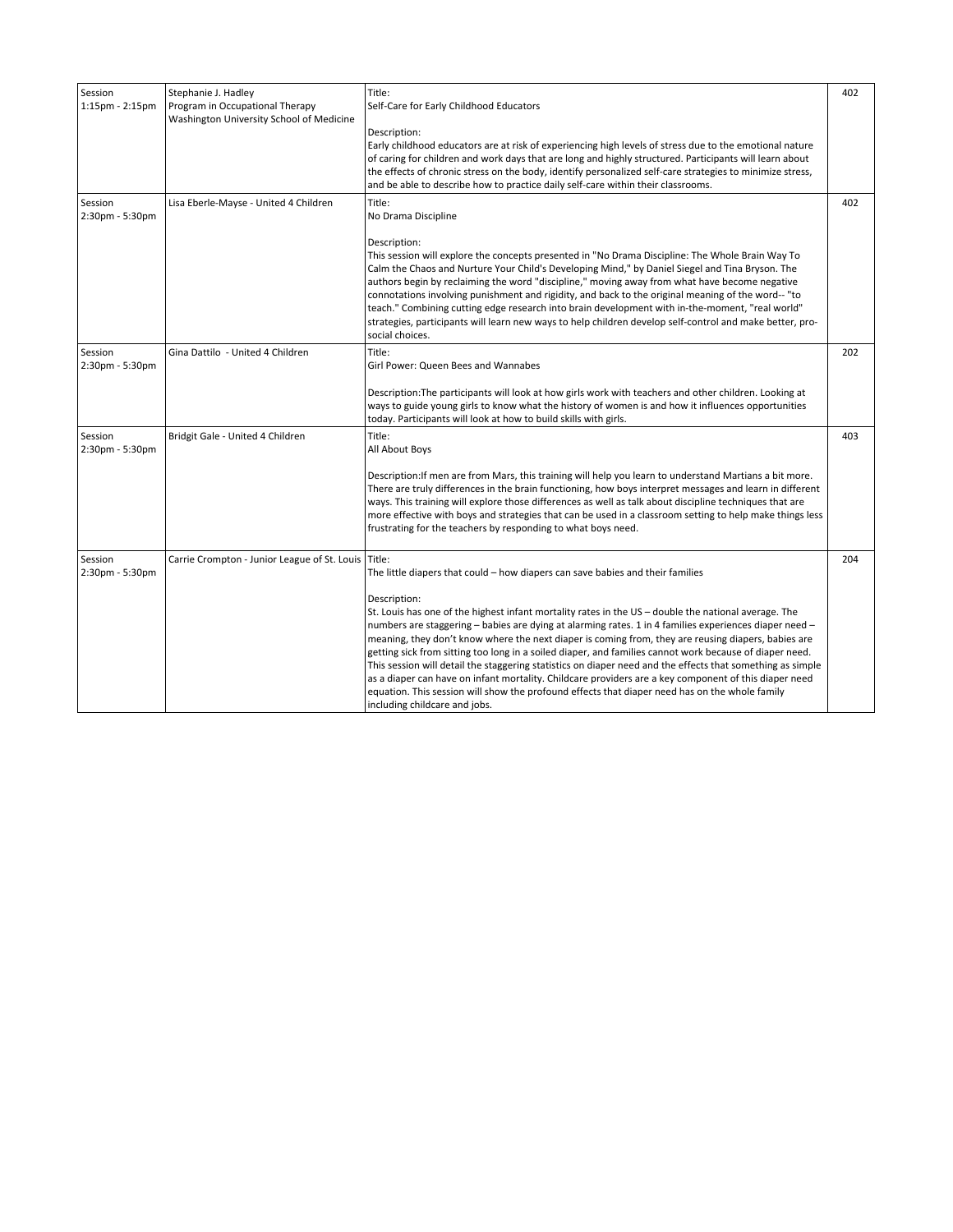| | | | |
|---|---|---|---|
| Session<br>1:15pm - 2:15pm | Stephanie J. Hadley<br>Program in Occupational Therapy<br>Washington University School of Medicine | Title:<br>Self-Care for Early Childhood Educators<br><br>Description:<br>Early childhood educators are at risk of experiencing high levels of stress due to the emotional nature of caring for children and work days that are long and highly structured. Participants will learn about the effects of chronic stress on the body, identify personalized self-care strategies to minimize stress, and be able to describe how to practice daily self-care within their classrooms. | 402 |
| Session<br>2:30pm - 5:30pm | Lisa Eberle-Mayse - United 4 Children | Title:<br>No Drama Discipline<br><br>Description:<br>This session will explore the concepts presented in "No Drama Discipline: The Whole Brain Way To Calm the Chaos and Nurture Your Child's Developing Mind," by Daniel Siegel and Tina Bryson. The authors begin by reclaiming the word "discipline," moving away from what have become negative connotations involving punishment and rigidity, and back to the original meaning of the word-- "to teach." Combining cutting edge research into brain development with in-the-moment, "real world" strategies, participants will learn new ways to help children develop self-control and make better, pro-social choices. | 402 |
| Session<br>2:30pm - 5:30pm | Gina Dattilo - United 4 Children | Title:<br>Girl Power: Queen Bees and Wannabes<br><br>Description:The participants will look at how girls work with teachers and other children. Looking at ways to guide young girls to know what the history of women is and how it influences opportunities today. Participants will look at how to build skills with girls. | 202 |
| Session<br>2:30pm - 5:30pm | Bridgit Gale - United 4 Children | Title:<br>All About Boys<br><br>Description:If men are from Mars, this training will help you learn to understand Martians a bit more. There are truly differences in the brain functioning, how boys interpret messages and learn in different ways. This training will explore those differences as well as talk about discipline techniques that are more effective with boys and strategies that can be used in a classroom setting to help make things less frustrating for the teachers by responding to what boys need. | 403 |
| Session<br>2:30pm - 5:30pm | Carrie Crompton - Junior League of St. Louis | Title:<br>The little diapers that could – how diapers can save babies and their families<br><br>Description:<br>St. Louis has one of the highest infant mortality rates in the US – double the national average. The numbers are staggering – babies are dying at alarming rates. 1 in 4 families experiences diaper need – meaning, they don't know where the next diaper is coming from, they are reusing diapers, babies are getting sick from sitting too long in a soiled diaper, and families cannot work because of diaper need. This session will detail the staggering statistics on diaper need and the effects that something as simple as a diaper can have on infant mortality. Childcare providers are a key component of this diaper need equation. This session will show the profound effects that diaper need has on the whole family including childcare and jobs. | 204 |